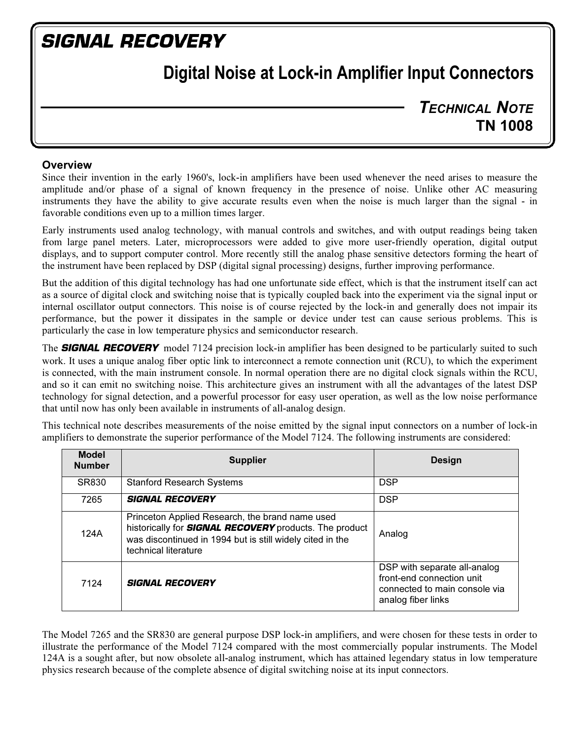**SIGNAL RECOVERY**

# Digital Noise at Lock-in Amplifier Input Connectors

**TECHNICAL NOTE**
**TN 1008**

## Overview

Since their invention in the early 1960's, lock-in amplifiers have been used whenever the need arises to measure the amplitude and/or phase of a signal of known frequency in the presence of noise. Unlike other AC measuring instruments they have the ability to give accurate results even when the noise is much larger than the signal - in favorable conditions even up to a million times larger.

Early instruments used analog technology, with manual controls and switches, and with output readings being taken from large panel meters. Later, microprocessors were added to give more user-friendly operation, digital output displays, and to support computer control. More recently still the analog phase sensitive detectors forming the heart of the instrument have been replaced by DSP (digital signal processing) designs, further improving performance.

But the addition of this digital technology has had one unfortunate side effect, which is that the instrument itself can act as a source of digital clock and switching noise that is typically coupled back into the experiment via the signal input or internal oscillator output connectors. This noise is of course rejected by the lock-in and generally does not impair its performance, but the power it dissipates in the sample or device under test can cause serious problems. This is particularly the case in low temperature physics and semiconductor research.

The ***SIGNAL RECOVERY*** model 7124 precision lock-in amplifier has been designed to be particularly suited to such work. It uses a unique analog fiber optic link to interconnect a remote connection unit (RCU), to which the experiment is connected, with the main instrument console. In normal operation there are no digital clock signals within the RCU, and so it can emit no switching noise. This architecture gives an instrument with all the advantages of the latest DSP technology for signal detection, and a powerful processor for easy user operation, as well as the low noise performance that until now has only been available in instruments of all-analog design.

This technical note describes measurements of the noise emitted by the signal input connectors on a number of lock-in amplifiers to demonstrate the superior performance of the Model 7124. The following instruments are considered:

| Model Number | Supplier | Design |
|---|---|---|
| SR830 | Stanford Research Systems | DSP |
| 7265 | ***SIGNAL RECOVERY*** | DSP |
| 124A | Princeton Applied Research, the brand name used historically for ***SIGNAL RECOVERY*** products. The product was discontinued in 1994 but is still widely cited in the technical literature | Analog |
| 7124 | ***SIGNAL RECOVERY*** | DSP with separate all-analog front-end connection unit connected to main console via analog fiber links |

The Model 7265 and the SR830 are general purpose DSP lock-in amplifiers, and were chosen for these tests in order to illustrate the performance of the Model 7124 compared with the most commercially popular instruments. The Model 124A is a sought after, but now obsolete all-analog instrument, which has attained legendary status in low temperature physics research because of the complete absence of digital switching noise at its input connectors.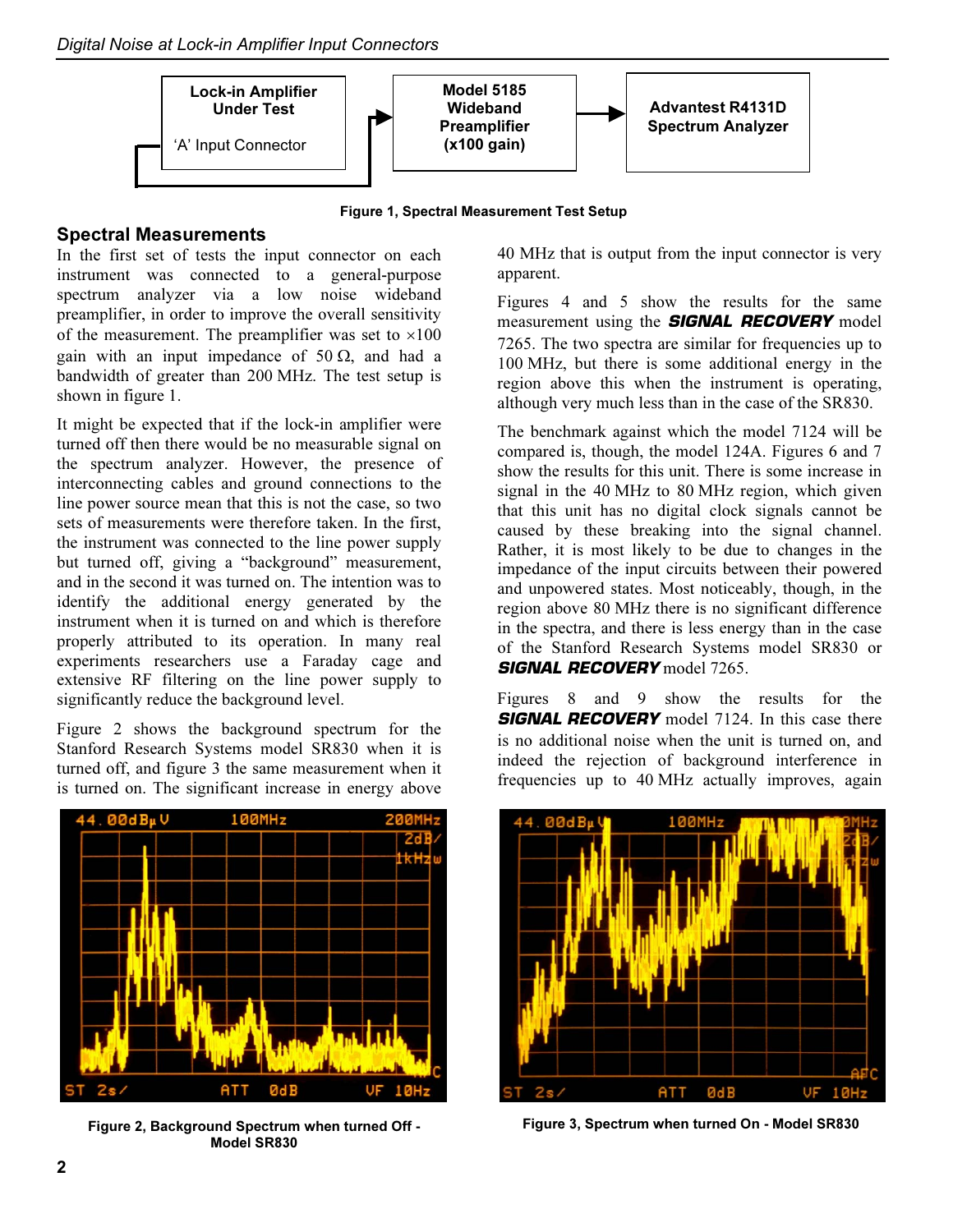Figure 1, Spectral Measurement Test Setup

## Spectral Measurements

In the first set of tests the input connector on each instrument was connected to a general-purpose spectrum analyzer via a low noise wideband preamplifier, in order to improve the overall sensitivity of the measurement. The preamplifier was set to ×100 gain with an input impedance of 50 Ω, and had a bandwidth of greater than 200 MHz. The test setup is shown in figure 1.

It might be expected that if the lock-in amplifier were turned off then there would be no measurable signal on the spectrum analyzer. However, the presence of interconnecting cables and ground connections to the line power source mean that this is not the case, so two sets of measurements were therefore taken. In the first, the instrument was connected to the line power supply but turned off, giving a "background" measurement, and in the second it was turned on. The intention was to identify the additional energy generated by the instrument when it is turned on and which is therefore properly attributed to its operation. In many real experiments researchers use a Faraday cage and extensive RF filtering on the line power supply to significantly reduce the background level.

Figure 2 shows the background spectrum for the Stanford Research Systems model SR830 when it is turned off, and figure 3 the same measurement when it is turned on. The significant increase in energy above 40 MHz that is output from the input connector is very apparent.

Figures 4 and 5 show the results for the same measurement using the ***SIGNAL RECOVERY*** model 7265. The two spectra are similar for frequencies up to 100 MHz, but there is some additional energy in the region above this when the instrument is operating, although very much less than in the case of the SR830.

The benchmark against which the model 7124 will be compared is, though, the model 124A. Figures 6 and 7 show the results for this unit. There is some increase in signal in the 40 MHz to 80 MHz region, which given that this unit has no digital clock signals cannot be caused by these breaking into the signal channel. Rather, it is most likely to be due to changes in the impedance of the input circuits between their powered and unpowered states. Most noticeably, though, in the region above 80 MHz there is no significant difference in the spectra, and there is less energy than in the case of the Stanford Research Systems model SR830 or ***SIGNAL RECOVERY*** model 7265.

Figures 8 and 9 show the results for the ***SIGNAL RECOVERY*** model 7124. In this case there is no additional noise when the unit is turned on, and indeed the rejection of background interference in frequencies up to 40 MHz actually improves, again

Figure 2, Background Spectrum when turned Off - Model SR830

Figure 3, Spectrum when turned On - Model SR830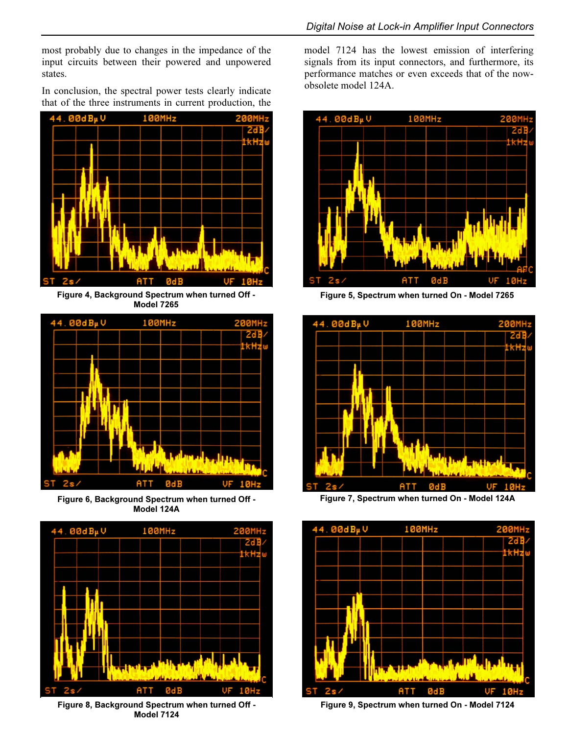most probably due to changes in the impedance of the input circuits between their powered and unpowered states.

In conclusion, the spectral power tests clearly indicate that of the three instruments in current production, the model 7124 has the lowest emission of interfering signals from its input connectors, and furthermore, its performance matches or even exceeds that of the now-obsolete model 124A.

**Figure 4, Background Spectrum when turned Off - Model 7265**

**Figure 5, Spectrum when turned On - Model 7265**

**Figure 6, Background Spectrum when turned Off - Model 124A**

**Figure 7, Spectrum when turned On - Model 124A**

**Figure 8, Background Spectrum when turned Off - Model 7124**

**Figure 9, Spectrum when turned On - Model 7124**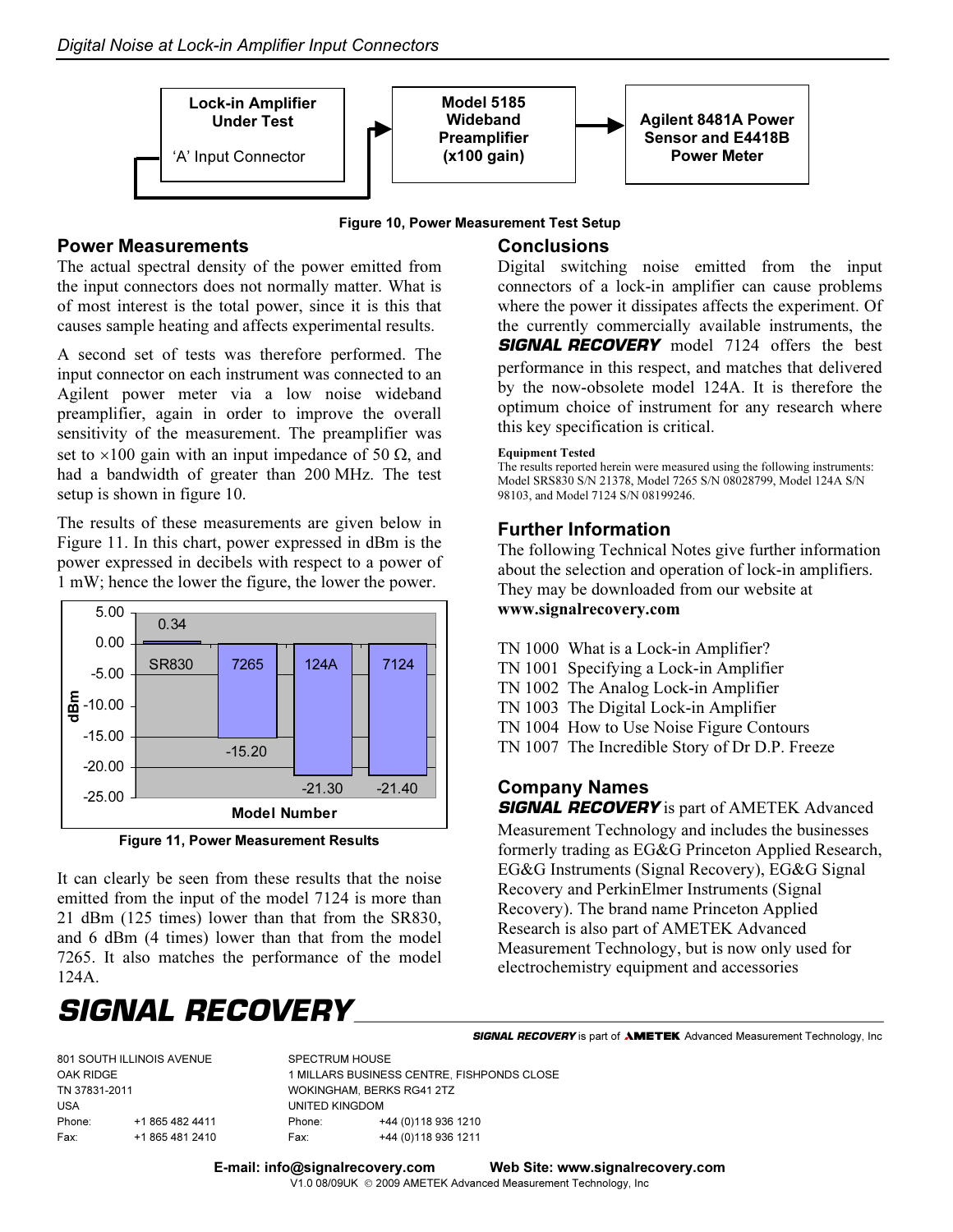Lock-in Amplifier Under Test

'A' Input Connector

Model 5185 Wideband Preamplifier (x100 gain)

Agilent 8481A Power Sensor and E4418B Power Meter

**Figure 10, Power Measurement Test Setup**

## Power Measurements

The actual spectral density of the power emitted from the input connectors does not normally matter. What is of most interest is the total power, since it is this that causes sample heating and affects experimental results.

A second set of tests was therefore performed. The input connector on each instrument was connected to an Agilent power meter via a low noise wideband preamplifier, again in order to improve the overall sensitivity of the measurement. The preamplifier was set to $\times 100$ gain with an input impedance of 50 Ω, and had a bandwidth of greater than 200 MHz. The test setup is shown in figure 10.

The results of these measurements are given below in Figure 11. In this chart, power expressed in dBm is the power expressed in decibels with respect to a power of 1 mW; hence the lower the figure, the lower the power.

5.00
0.00
-5.00
-10.00
-15.00
-20.00
-25.00
dBm
0.34
SR830
7265
-15.20
124A
-21.30
7124
-21.40
Model Number

**Figure 11, Power Measurement Results**

It can clearly be seen from these results that the noise emitted from the input of the model 7124 is more than 21 dBm (125 times) lower than that from the SR830, and 6 dBm (4 times) lower than that from the model 7265. It also matches the performance of the model 124A.

## Conclusions

Digital switching noise emitted from the input connectors of a lock-in amplifier can cause problems where the power it dissipates affects the experiment. Of the currently commercially available instruments, the ***SIGNAL RECOVERY*** model 7124 offers the best performance in this respect, and matches that delivered by the now-obsolete model 124A. It is therefore the optimum choice of instrument for any research where this key specification is critical.

**Equipment Tested**

The results reported herein were measured using the following instruments: Model SRS830 S/N 21378, Model 7265 S/N 08028799, Model 124A S/N 98103, and Model 7124 S/N 08199246.

## Further Information

The following Technical Notes give further information about the selection and operation of lock-in amplifiers. They may be downloaded from our website at **www.signalrecovery.com**

TN 1000 What is a Lock-in Amplifier?
TN 1001 Specifying a Lock-in Amplifier
TN 1002 The Analog Lock-in Amplifier
TN 1003 The Digital Lock-in Amplifier
TN 1004 How to Use Noise Figure Contours
TN 1007 The Incredible Story of Dr D.P. Freeze

## Company Names

***SIGNAL RECOVERY*** is part of AMETEK Advanced Measurement Technology and includes the businesses formerly trading as EG&G Princeton Applied Research, EG&G Instruments (Signal Recovery), EG&G Signal Recovery and PerkinElmer Instruments (Signal Recovery). The brand name Princeton Applied Research is also part of AMETEK Advanced Measurement Technology, but is now only used for electrochemistry equipment and accessories

***SIGNAL RECOVERY***

***SIGNAL RECOVERY*** is part of AMETEK Advanced Measurement Technology, Inc

801 SOUTH ILLINOIS AVENUE
OAK RIDGE
TN 37831-2011
USA
Phone: +1 865 482 4411
Fax: +1 865 481 2410

SPECTRUM HOUSE
1 MILLARS BUSINESS CENTRE, FISHPONDS CLOSE
WOKINGHAM, BERKS RG41 2TZ
UNITED KINGDOM
Phone: +44 (0)118 936 1210
Fax: +44 (0)118 936 1211

**E-mail: info@signalrecovery.com** **Web Site: www.signalrecovery.com**

V1.0 08/09UK © 2009 AMETEK Advanced Measurement Technology, Inc